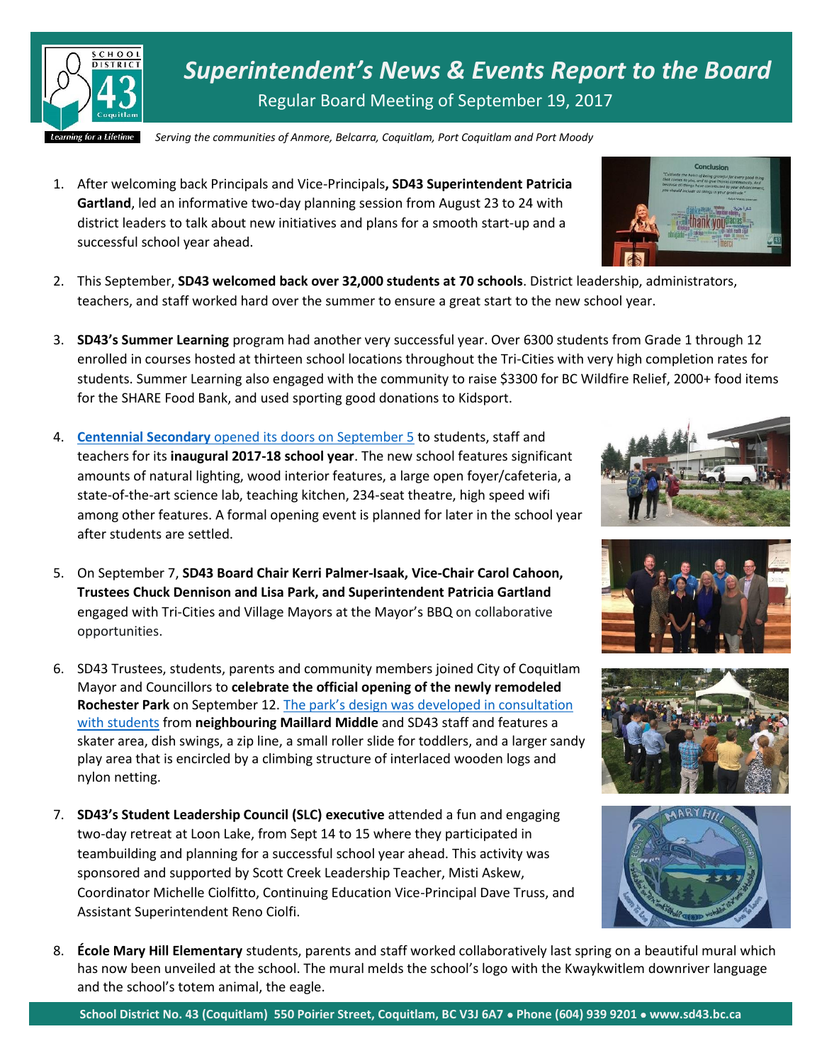# *Superintendent's News & Events Report to the Board*

Regular Board Meeting of September 19, 2017

*Serving the communities of Anmore, Belcarra, Coquitlam, Port Coquitlam and Port Moody*

1. After welcoming back Principals and Vice-Principals**, SD43 Superintendent Patricia Gartland**, led an informative two-day planning session from August 23 to 24 with district leaders to talk about new initiatives and plans for a smooth start-up and a successful school year ahead.

2. This September, **SD43 welcomed back over 32,000 students at 70 schools**. District leadership, administrators, teachers, and staff worked hard over the summer to ensure a great start to the new school year.

3. **SD43's Summer Learning** program had another very successful year. Over 6300 students from Grade 1 through 12 enrolled in courses hosted at thirteen school locations throughout the Tri-Cities with very high completion rates for students. Summer Learning also engaged with the community to raise $3300 for BC Wildfire Relief, 2000+ food items for the SHARE Food Bank, and used sporting good donations to Kidsport.

4. **Centennial Secondary** opened its doors on September 5 to students, staff and teachers for its **inaugural 2017-18 school year**. The new school features significant amounts of natural lighting, wood interior features, a large open foyer/cafeteria, a state-of-the-art science lab, teaching kitchen, 234-seat theatre, high speed wifi among other features. A formal opening event is planned for later in the school year after students are settled.

5. On September 7, **SD43 Board Chair Kerri Palmer-Isaak, Vice-Chair Carol Cahoon, Trustees Chuck Dennison and Lisa Park, and Superintendent Patricia Gartland** engaged with Tri-Cities and Village Mayors at the Mayor's BBQ on collaborative opportunities.

6. SD43 Trustees, students, parents and community members joined City of Coquitlam Mayor and Councillors to **celebrate the official opening of the newly remodeled Rochester Park** on September 12. The park's design was developed in consultation with students from **neighbouring Maillard Middle** and SD43 staff and features a skater area, dish swings, a zip line, a small roller slide for toddlers, and a larger sandy play area that is encircled by a climbing structure of interlaced wooden logs and nylon netting.

7. **SD43's Student Leadership Council (SLC) executive** attended a fun and engaging two-day retreat at Loon Lake, from Sept 14 to 15 where they participated in teambuilding and planning for a successful school year ahead. This activity was sponsored and supported by Scott Creek Leadership Teacher, Misti Askew, Coordinator Michelle Ciolfitto, Continuing Education Vice-Principal Dave Truss, and Assistant Superintendent Reno Ciolfi.

8. **École Mary Hill Elementary** students, parents and staff worked collaboratively last spring on a beautiful mural which has now been unveiled at the school. The mural melds the school's logo with the Kwaykwitlem downriver language and the school's totem animal, the eagle.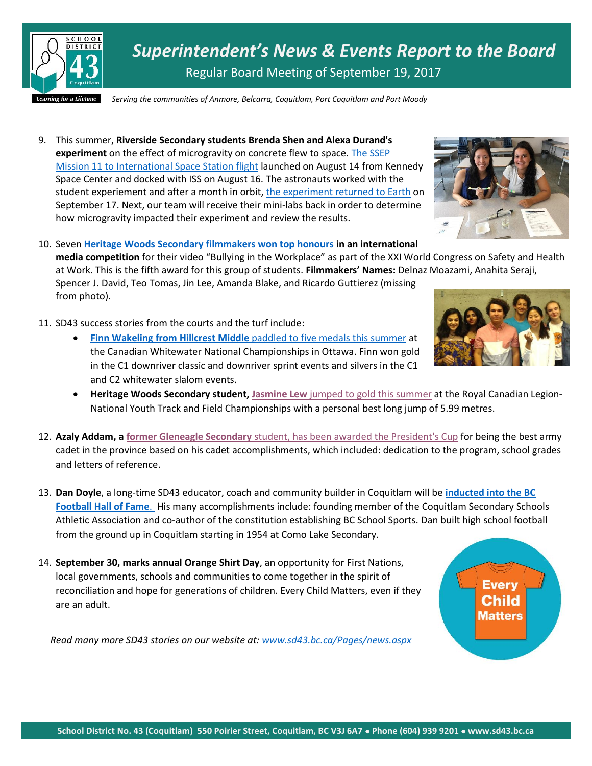# *Superintendent's News & Events Report to the Board*

Regular Board Meeting of September 19, 2017

*Serving the communities of Anmore, Belcarra, Coquitlam, Port Coquitlam and Port Moody*

9. This summer, **Riverside Secondary students Brenda Shen and Alexa Durand's experiment** on the effect of microgravity on concrete flew to space. The SSEP Mission 11 to International Space Station flight launched on August 14 from Kennedy Space Center and docked with ISS on August 16. The astronauts worked with the student experiement and after a month in orbit, the experiment returned to Earth on September 17. Next, our team will receive their mini-labs back in order to determine how microgravity impacted their experiment and review the results.

10. Seven **Heritage Woods Secondary filmmakers won top honours in an international media competition** for their video "Bullying in the Workplace" as part of the XXI World Congress on Safety and Health at Work. This is the fifth award for this group of students. **Filmmakers' Names:** Delnaz Moazami, Anahita Seraji, Spencer J. David, Teo Tomas, Jin Lee, Amanda Blake, and Ricardo Guttierez (missing from photo).

11. SD43 success stories from the courts and the turf include:
    - **Finn Wakeling from Hillcrest Middle** paddled to five medals this summer at the Canadian Whitewater National Championships in Ottawa. Finn won gold in the C1 downriver classic and downriver sprint events and silvers in the C1 and C2 whitewater slalom events.
    - **Heritage Woods Secondary student, Jasmine Lew** jumped to gold this summer at the Royal Canadian Legion-National Youth Track and Field Championships with a personal best long jump of 5.99 metres.

12. **Azaly Addam, a former Gleneagle Secondary** student, has been awarded the President's Cup for being the best army cadet in the province based on his cadet accomplishments, which included: dedication to the program, school grades and letters of reference.

13. **Dan Doyle**, a long-time SD43 educator, coach and community builder in Coquitlam will be **inducted into the BC Football Hall of Fame.** His many accomplishments include: founding member of the Coquitlam Secondary Schools Athletic Association and co-author of the constitution establishing BC School Sports. Dan built high school football from the ground up in Coquitlam starting in 1954 at Como Lake Secondary.

14. **September 30, marks annual Orange Shirt Day**, an opportunity for First Nations, local governments, schools and communities to come together in the spirit of reconciliation and hope for generations of children. Every Child Matters, even if they are an adult.

*Read many more SD43 stories on our website at: www.sd43.bc.ca/Pages/news.aspx*

**School District No. 43 (Coquitlam) 550 Poirier Street, Coquitlam, BC V3J 6A7 • Phone (604) 939 9201 • www.sd43.bc.ca**